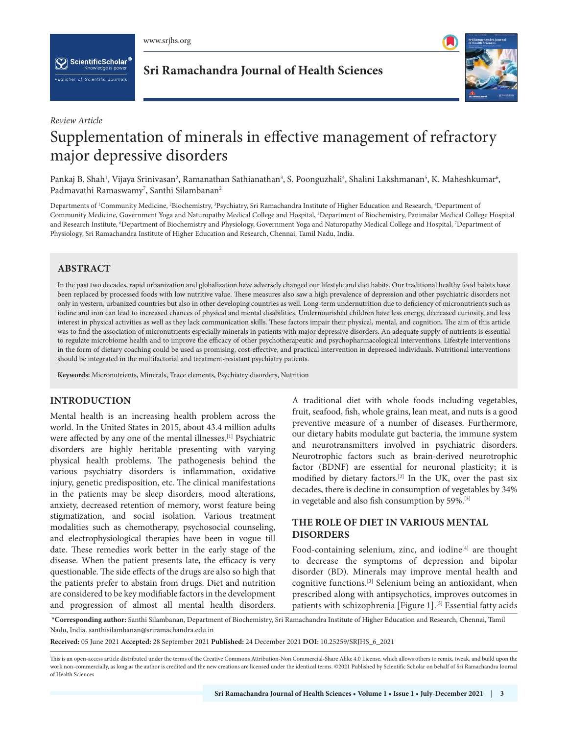*Review Article*

# Supplementation of minerals in effective management of refractory major depressive disorders

Pankaj B. Shah[1], Vijaya Srinivasan[2], Ramanathan Sathianathan[3], S. Poonguzhali[4], Shalini Lakshmanan[5], K. Maheshkumar[6], Padmavathi Ramaswamy[7], Santhi Silambanan[2]

Departments of [1]Community Medicine, [2]Biochemistry, [3]Psychiatry, Sri Ramachandra Institute of Higher Education and Research, [4]Department of Community Medicine, Government Yoga and Naturopathy Medical College and Hospital, [5]Department of Biochemistry, Panimalar Medical College Hospital and Research Institute, [6]Department of Biochemistry and Physiology, Government Yoga and Naturopathy Medical College and Hospital, [7]Department of Physiology, Sri Ramachandra Institute of Higher Education and Research, Chennai, Tamil Nadu, India.

## ABSTRACT

In the past two decades, rapid urbanization and globalization have adversely changed our lifestyle and diet habits. Our traditional healthy food habits have been replaced by processed foods with low nutritive value. These measures also saw a high prevalence of depression and other psychiatric disorders not only in western, urbanized countries but also in other developing countries as well. Long-term undernutrition due to deficiency of micronutrients such as iodine and iron can lead to increased chances of physical and mental disabilities. Undernourished children have less energy, decreased curiosity, and less interest in physical activities as well as they lack communication skills. These factors impair their physical, mental, and cognition. The aim of this article was to find the association of micronutrients especially minerals in patients with major depressive disorders. An adequate supply of nutrients is essential to regulate microbiome health and to improve the efficacy of other psychotherapeutic and psychopharmacological interventions. Lifestyle interventions in the form of dietary coaching could be used as promising, cost-effective, and practical intervention in depressed individuals. Nutritional interventions should be integrated in the multifactorial and treatment-resistant psychiatry patients.

**Keywords:** Micronutrients, Minerals, Trace elements, Psychiatry disorders, Nutrition

## INTRODUCTION

Mental health is an increasing health problem across the world. In the United States in 2015, about 43.4 million adults were affected by any one of the mental illnesses.[1] Psychiatric disorders are highly heritable presenting with varying physical health problems. The pathogenesis behind the various psychiatry disorders is inflammation, oxidative injury, genetic predisposition, etc. The clinical manifestations in the patients may be sleep disorders, mood alterations, anxiety, decreased retention of memory, worst feature being stigmatization, and social isolation. Various treatment modalities such as chemotherapy, psychosocial counseling, and electrophysiological therapies have been in vogue till date. These remedies work better in the early stage of the disease. When the patient presents late, the efficacy is very questionable. The side effects of the drugs are also so high that the patients prefer to abstain from drugs. Diet and nutrition are considered to be key modifiable factors in the development and progression of almost all mental health disorders.

A traditional diet with whole foods including vegetables, fruit, seafood, fish, whole grains, lean meat, and nuts is a good preventive measure of a number of diseases. Furthermore, our dietary habits modulate gut bacteria, the immune system and neurotransmitters involved in psychiatric disorders. Neurotrophic factors such as brain-derived neurotrophic factor (BDNF) are essential for neuronal plasticity; it is modified by dietary factors.[2] In the UK, over the past six decades, there is decline in consumption of vegetables by 34% in vegetable and also fish consumption by 59%.[3]

## THE ROLE OF DIET IN VARIOUS MENTAL DISORDERS

Food-containing selenium, zinc, and iodine[4] are thought to decrease the symptoms of depression and bipolar disorder (BD). Minerals may improve mental health and cognitive functions.[3] Selenium being an antioxidant, when prescribed along with antipsychotics, improves outcomes in patients with schizophrenia [Figure 1].[5] Essential fatty acids

**\*Corresponding author:** Santhi Silambanan, Department of Biochemistry, Sri Ramachandra Institute of Higher Education and Research, Chennai, Tamil Nadu, India. santhisilambanan@sriramachandra.edu.in

**Received:** 05 June 2021 **Accepted:** 28 September 2021 **Published:** 24 December 2021 **DOI**: 10.25259/SRJHS_6_2021

This is an open-access article distributed under the terms of the Creative Commons Attribution-Non Commercial-Share Alike 4.0 License, which allows others to remix, tweak, and build upon the work non-commercially, as long as the author is credited and the new creations are licensed under the identical terms. ©2021 Published by Scientific Scholar on behalf of Sri Ramachandra Journal of Health Sciences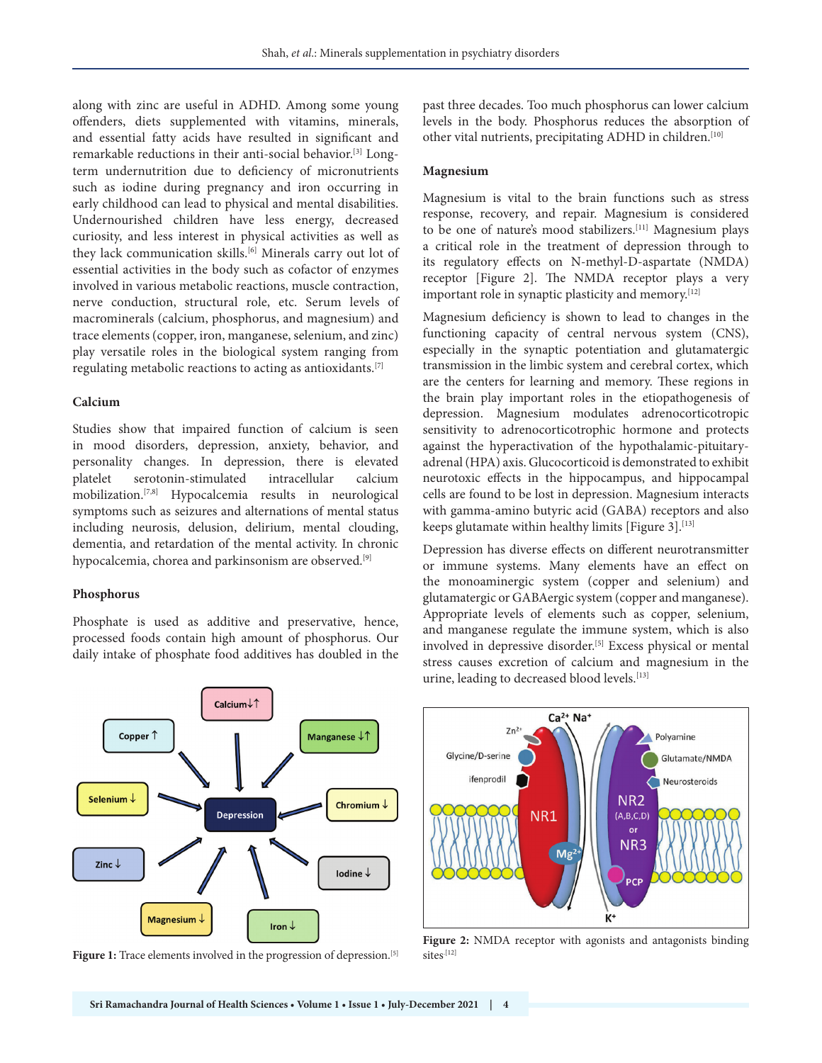along with zinc are useful in ADHD. Among some young offenders, diets supplemented with vitamins, minerals, and essential fatty acids have resulted in significant and remarkable reductions in their anti-social behavior.[3] Long-term undernutrition due to deficiency of micronutrients such as iodine during pregnancy and iron occurring in early childhood can lead to physical and mental disabilities. Undernourished children have less energy, decreased curiosity, and less interest in physical activities as well as they lack communication skills.[6] Minerals carry out lot of essential activities in the body such as cofactor of enzymes involved in various metabolic reactions, muscle contraction, nerve conduction, structural role, etc. Serum levels of macrominerals (calcium, phosphorus, and magnesium) and trace elements (copper, iron, manganese, selenium, and zinc) play versatile roles in the biological system ranging from regulating metabolic reactions to acting as antioxidants.[7]

### Calcium

Studies show that impaired function of calcium is seen in mood disorders, depression, anxiety, behavior, and personality changes. In depression, there is elevated platelet serotonin-stimulated intracellular calcium mobilization.[7,8] Hypocalcemia results in neurological symptoms such as seizures and alternations of mental status including neurosis, delusion, delirium, mental clouding, dementia, and retardation of the mental activity. In chronic hypocalcemia, chorea and parkinsonism are observed.[9]

### Phosphorus

Phosphate is used as additive and preservative, hence, processed foods contain high amount of phosphorus. Our daily intake of phosphate food additives has doubled in the past three decades. Too much phosphorus can lower calcium levels in the body. Phosphorus reduces the absorption of other vital nutrients, precipitating ADHD in children.[10]

### Magnesium

Magnesium is vital to the brain functions such as stress response, recovery, and repair. Magnesium is considered to be one of nature's mood stabilizers.[11] Magnesium plays a critical role in the treatment of depression through to its regulatory effects on N-methyl-D-aspartate (NMDA) receptor [Figure 2]. The NMDA receptor plays a very important role in synaptic plasticity and memory.[12]

Magnesium deficiency is shown to lead to changes in the functioning capacity of central nervous system (CNS), especially in the synaptic potentiation and glutamatergic transmission in the limbic system and cerebral cortex, which are the centers for learning and memory. These regions in the brain play important roles in the etiopathogenesis of depression. Magnesium modulates adrenocorticotropic sensitivity to adrenocorticotrophic hormone and protects against the hyperactivation of the hypothalamic-pituitary-adrenal (HPA) axis. Glucocorticoid is demonstrated to exhibit neurotoxic effects in the hippocampus, and hippocampal cells are found to be lost in depression. Magnesium interacts with gamma-amino butyric acid (GABA) receptors and also keeps glutamate within healthy limits [Figure 3].[13]

Depression has diverse effects on different neurotransmitter or immune systems. Many elements have an effect on the monoaminergic system (copper and selenium) and glutamatergic or GABAergic system (copper and manganese). Appropriate levels of elements such as copper, selenium, and manganese regulate the immune system, which is also involved in depressive disorder.[5] Excess physical or mental stress causes excretion of calcium and magnesium in the urine, leading to decreased blood levels.[13]

Figure 1: Trace elements involved in the progression of depression.[5]

Figure 2: NMDA receptor with agonists and antagonists binding sites[12]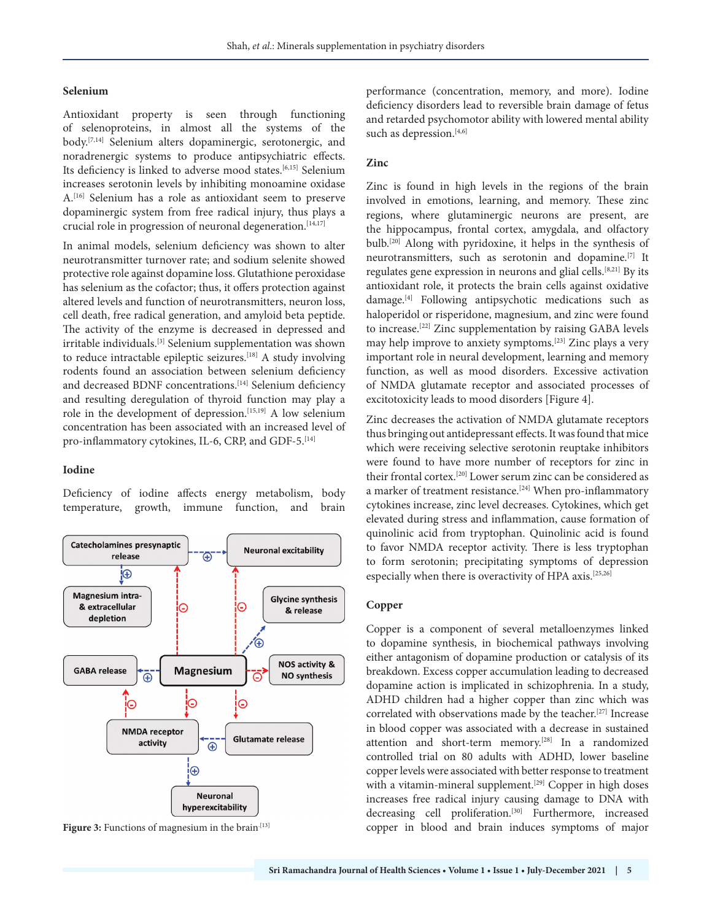### Selenium

Antioxidant property is seen through functioning of selenoproteins, in almost all the systems of the body.[7,14] Selenium alters dopaminergic, serotonergic, and noradrenergic systems to produce antipsychiatric effects. Its deficiency is linked to adverse mood states.[6,15] Selenium increases serotonin levels by inhibiting monoamine oxidase A.[16] Selenium has a role as antioxidant seem to preserve dopaminergic system from free radical injury, thus plays a crucial role in progression of neuronal degeneration.[14,17]

In animal models, selenium deficiency was shown to alter neurotransmitter turnover rate; and sodium selenite showed protective role against dopamine loss. Glutathione peroxidase has selenium as the cofactor; thus, it offers protection against altered levels and function of neurotransmitters, neuron loss, cell death, free radical generation, and amyloid beta peptide. The activity of the enzyme is decreased in depressed and irritable individuals.[3] Selenium supplementation was shown to reduce intractable epileptic seizures.[18] A study involving rodents found an association between selenium deficiency and decreased BDNF concentrations.[14] Selenium deficiency and resulting deregulation of thyroid function may play a role in the development of depression.[15,19] A low selenium concentration has been associated with an increased level of pro-inflammatory cytokines, IL-6, CRP, and GDF-5.[14]

### Iodine

Deficiency of iodine affects energy metabolism, body temperature, growth, immune function, and brain performance (concentration, memory, and more). Iodine deficiency disorders lead to reversible brain damage of fetus and retarded psychomotor ability with lowered mental ability such as depression.[4,6]

Figure 3: Functions of magnesium in the brain[13]

### Zinc

Zinc is found in high levels in the regions of the brain involved in emotions, learning, and memory. These zinc regions, where glutaminergic neurons are present, are the hippocampus, frontal cortex, amygdala, and olfactory bulb.[20] Along with pyridoxine, it helps in the synthesis of neurotransmitters, such as serotonin and dopamine.[7] It regulates gene expression in neurons and glial cells.[8,21] By its antioxidant role, it protects the brain cells against oxidative damage.[4] Following antipsychotic medications such as haloperidol or risperidone, magnesium, and zinc were found to increase.[22] Zinc supplementation by raising GABA levels may help improve to anxiety symptoms.[23] Zinc plays a very important role in neural development, learning and memory function, as well as mood disorders. Excessive activation of NMDA glutamate receptor and associated processes of excitotoxicity leads to mood disorders [Figure 4].

Zinc decreases the activation of NMDA glutamate receptors thus bringing out antidepressant effects. It was found that mice which were receiving selective serotonin reuptake inhibitors were found to have more number of receptors for zinc in their frontal cortex.[20] Lower serum zinc can be considered as a marker of treatment resistance.[24] When pro-inflammatory cytokines increase, zinc level decreases. Cytokines, which get elevated during stress and inflammation, cause formation of quinolinic acid from tryptophan. Quinolinic acid is found to favor NMDA receptor activity. There is less tryptophan to form serotonin; precipitating symptoms of depression especially when there is overactivity of HPA axis.[25,26]

### Copper

Copper is a component of several metalloenzymes linked to dopamine synthesis, in biochemical pathways involving either antagonism of dopamine production or catalysis of its breakdown. Excess copper accumulation leading to decreased dopamine action is implicated in schizophrenia. In a study, ADHD children had a higher copper than zinc which was correlated with observations made by the teacher.[27] Increase in blood copper was associated with a decrease in sustained attention and short-term memory.[28] In a randomized controlled trial on 80 adults with ADHD, lower baseline copper levels were associated with better response to treatment with a vitamin-mineral supplement.[29] Copper in high doses increases free radical injury causing damage to DNA with decreasing cell proliferation.[30] Furthermore, increased copper in blood and brain induces symptoms of major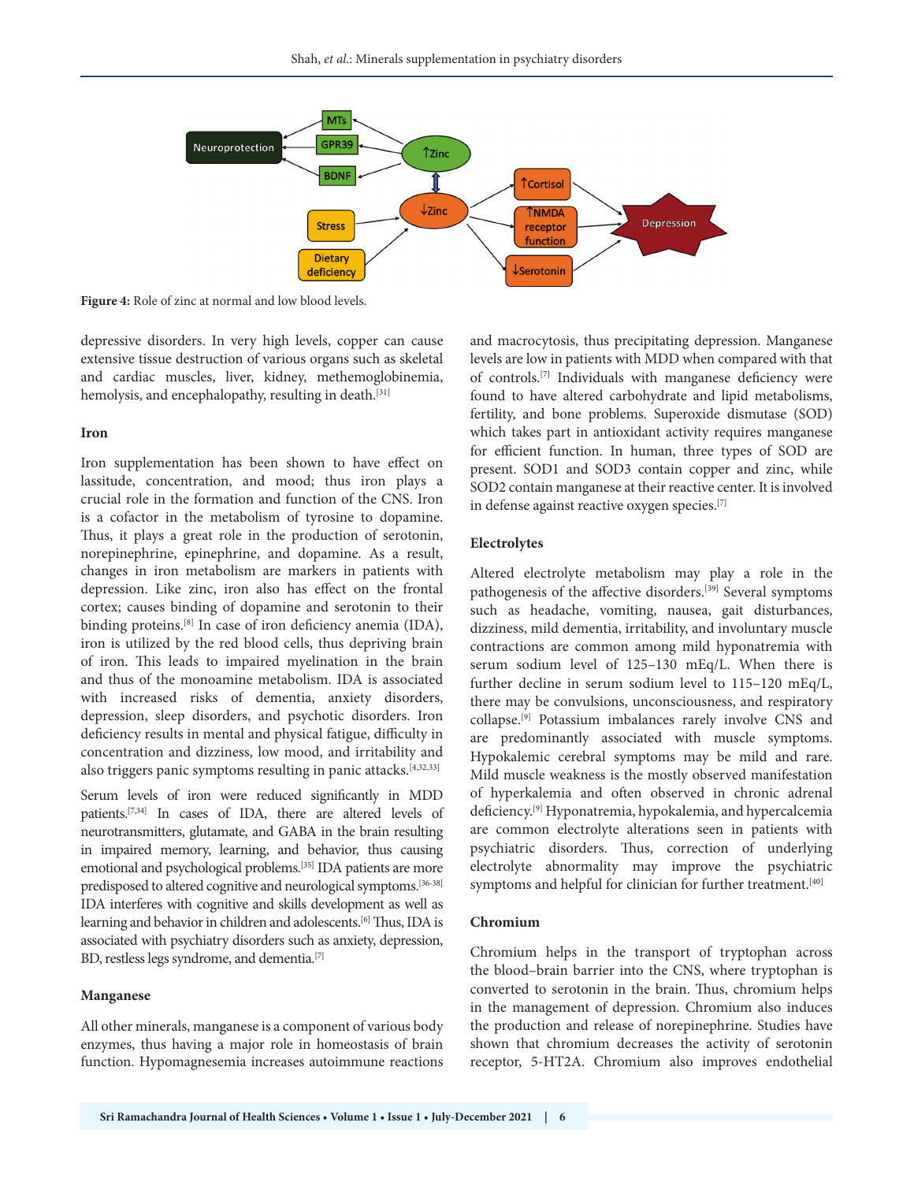Figure 4: Role of zinc at normal and low blood levels.

depressive disorders. In very high levels, copper can cause extensive tissue destruction of various organs such as skeletal and cardiac muscles, liver, kidney, methemoglobinemia, hemolysis, and encephalopathy, resulting in death.[31]

### Iron

Iron supplementation has been shown to have effect on lassitude, concentration, and mood; thus iron plays a crucial role in the formation and function of the CNS. Iron is a cofactor in the metabolism of tyrosine to dopamine. Thus, it plays a great role in the production of serotonin, norepinephrine, epinephrine, and dopamine. As a result, changes in iron metabolism are markers in patients with depression. Like zinc, iron also has effect on the frontal cortex; causes binding of dopamine and serotonin to their binding proteins.[8] In case of iron deficiency anemia (IDA), iron is utilized by the red blood cells, thus depriving brain of iron. This leads to impaired myelination in the brain and thus of the monoamine metabolism. IDA is associated with increased risks of dementia, anxiety disorders, depression, sleep disorders, and psychotic disorders. Iron deficiency results in mental and physical fatigue, difficulty in concentration and dizziness, low mood, and irritability and also triggers panic symptoms resulting in panic attacks.[4,32,33]

Serum levels of iron were reduced significantly in MDD patients.[7,34] In cases of IDA, there are altered levels of neurotransmitters, glutamate, and GABA in the brain resulting in impaired memory, learning, and behavior, thus causing emotional and psychological problems.[35] IDA patients are more predisposed to altered cognitive and neurological symptoms.[36-38] IDA interferes with cognitive and skills development as well as learning and behavior in children and adolescents.[6] Thus, IDA is associated with psychiatry disorders such as anxiety, depression, BD, restless legs syndrome, and dementia.[7]

### Manganese

All other minerals, manganese is a component of various body enzymes, thus having a major role in homeostasis of brain function. Hypomagnesemia increases autoimmune reactions and macrocytosis, thus precipitating depression. Manganese levels are low in patients with MDD when compared with that of controls.[7] Individuals with manganese deficiency were found to have altered carbohydrate and lipid metabolisms, fertility, and bone problems. Superoxide dismutase (SOD) which takes part in antioxidant activity requires manganese for efficient function. In human, three types of SOD are present. SOD1 and SOD3 contain copper and zinc, while SOD2 contain manganese at their reactive center. It is involved in defense against reactive oxygen species.[7]

### Electrolytes

Altered electrolyte metabolism may play a role in the pathogenesis of the affective disorders.[39] Several symptoms such as headache, vomiting, nausea, gait disturbances, dizziness, mild dementia, irritability, and involuntary muscle contractions are common among mild hyponatremia with serum sodium level of 125–130 mEq/L. When there is further decline in serum sodium level to 115–120 mEq/L, there may be convulsions, unconsciousness, and respiratory collapse.[9] Potassium imbalances rarely involve CNS and are predominantly associated with muscle symptoms. Hypokalemic cerebral symptoms may be mild and rare. Mild muscle weakness is the mostly observed manifestation of hyperkalemia and often observed in chronic adrenal deficiency.[9] Hyponatremia, hypokalemia, and hypercalcemia are common electrolyte alterations seen in patients with psychiatric disorders. Thus, correction of underlying electrolyte abnormality may improve the psychiatric symptoms and helpful for clinician for further treatment.[40]

### Chromium

Chromium helps in the transport of tryptophan across the blood–brain barrier into the CNS, where tryptophan is converted to serotonin in the brain. Thus, chromium helps in the management of depression. Chromium also induces the production and release of norepinephrine. Studies have shown that chromium decreases the activity of serotonin receptor, 5-HT2A. Chromium also improves endothelial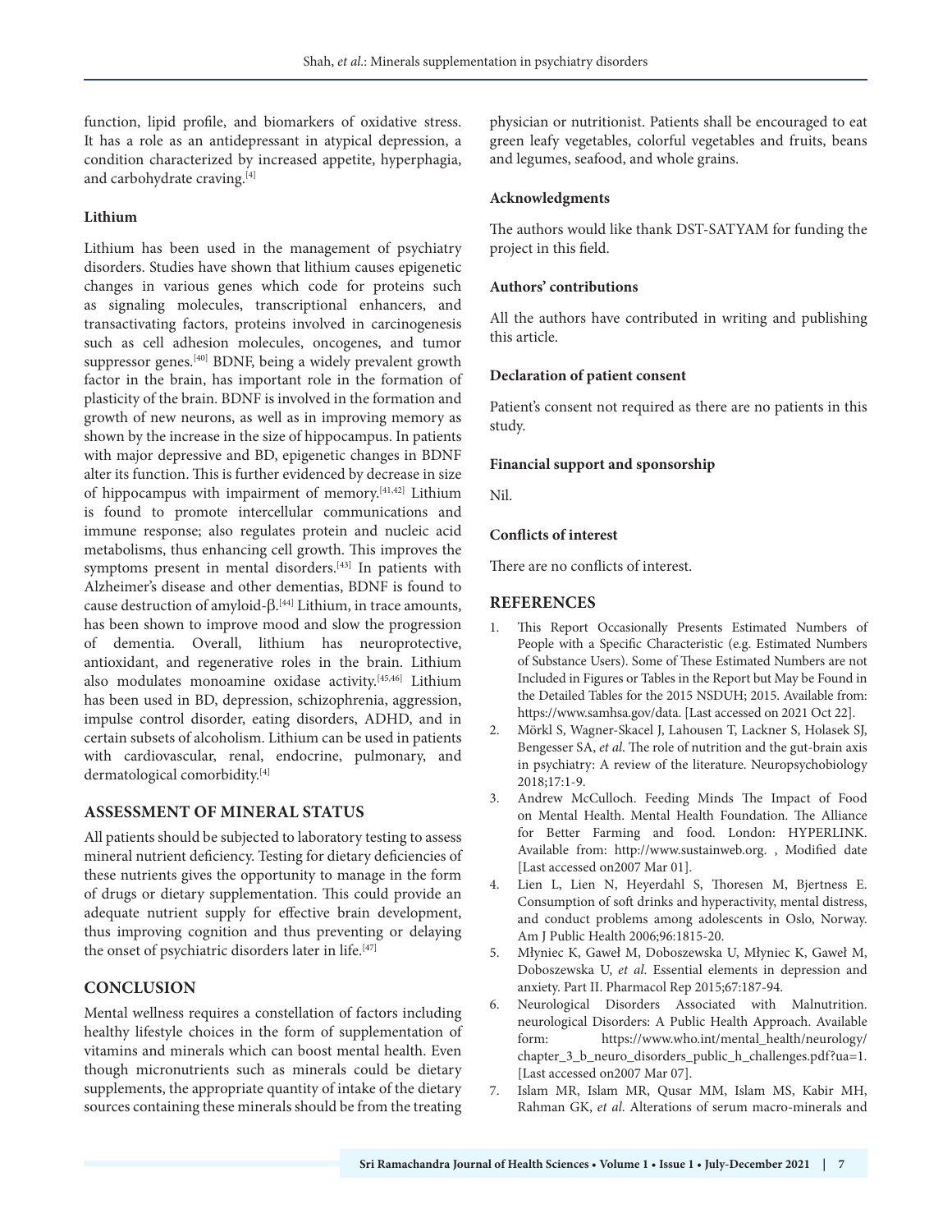function, lipid profile, and biomarkers of oxidative stress. It has a role as an antidepressant in atypical depression, a condition characterized by increased appetite, hyperphagia, and carbohydrate craving.[4]

### Lithium

Lithium has been used in the management of psychiatry disorders. Studies have shown that lithium causes epigenetic changes in various genes which code for proteins such as signaling molecules, transcriptional enhancers, and transactivating factors, proteins involved in carcinogenesis such as cell adhesion molecules, oncogenes, and tumor suppressor genes.[40] BDNF, being a widely prevalent growth factor in the brain, has important role in the formation of plasticity of the brain. BDNF is involved in the formation and growth of new neurons, as well as in improving memory as shown by the increase in the size of hippocampus. In patients with major depressive and BD, epigenetic changes in BDNF alter its function. This is further evidenced by decrease in size of hippocampus with impairment of memory.[41,42] Lithium is found to promote intercellular communications and immune response; also regulates protein and nucleic acid metabolisms, thus enhancing cell growth. This improves the symptoms present in mental disorders.[43] In patients with Alzheimer's disease and other dementias, BDNF is found to cause destruction of amyloid-β.[44] Lithium, in trace amounts, has been shown to improve mood and slow the progression of dementia. Overall, lithium has neuroprotective, antioxidant, and regenerative roles in the brain. Lithium also modulates monoamine oxidase activity.[45,46] Lithium has been used in BD, depression, schizophrenia, aggression, impulse control disorder, eating disorders, ADHD, and in certain subsets of alcoholism. Lithium can be used in patients with cardiovascular, renal, endocrine, pulmonary, and dermatological comorbidity.[4]

## ASSESSMENT OF MINERAL STATUS

All patients should be subjected to laboratory testing to assess mineral nutrient deficiency. Testing for dietary deficiencies of these nutrients gives the opportunity to manage in the form of drugs or dietary supplementation. This could provide an adequate nutrient supply for effective brain development, thus improving cognition and thus preventing or delaying the onset of psychiatric disorders later in life.[47]

## CONCLUSION

Mental wellness requires a constellation of factors including healthy lifestyle choices in the form of supplementation of vitamins and minerals which can boost mental health. Even though micronutrients such as minerals could be dietary supplements, the appropriate quantity of intake of the dietary sources containing these minerals should be from the treating physician or nutritionist. Patients shall be encouraged to eat green leafy vegetables, colorful vegetables and fruits, beans and legumes, seafood, and whole grains.

### Acknowledgments

The authors would like thank DST-SATYAM for funding the project in this field.

### Authors' contributions

All the authors have contributed in writing and publishing this article.

### Declaration of patient consent

Patient's consent not required as there are no patients in this study.

### Financial support and sponsorship

Nil.

### Conflicts of interest

There are no conflicts of interest.

## REFERENCES

1. This Report Occasionally Presents Estimated Numbers of People with a Specific Characteristic (e.g. Estimated Numbers of Substance Users). Some of These Estimated Numbers are not Included in Figures or Tables in the Report but May be Found in the Detailed Tables for the 2015 NSDUH; 2015. Available from: https://www.samhsa.gov/data. [Last accessed on 2021 Oct 22].
2. Mörkl S, Wagner-Skacel J, Lahousen T, Lackner S, Holasek SJ, Bengesser SA, *et al*. The role of nutrition and the gut-brain axis in psychiatry: A review of the literature. Neuropsychobiology 2018;17:1-9.
3. Andrew McCulloch. Feeding Minds The Impact of Food on Mental Health. Mental Health Foundation. The Alliance for Better Farming and food. London: HYPERLINK. Available from: http://www.sustainweb.org. , Modified date [Last accessed on2007 Mar 01].
4. Lien L, Lien N, Heyerdahl S, Thoresen M, Bjertness E. Consumption of soft drinks and hyperactivity, mental distress, and conduct problems among adolescents in Oslo, Norway. Am J Public Health 2006;96:1815-20.
5. Młyniec K, Gaweł M, Doboszewska U, Młyniec K, Gaweł M, Doboszewska U, *et al*. Essential elements in depression and anxiety. Part II. Pharmacol Rep 2015;67:187-94.
6. Neurological Disorders Associated with Malnutrition. neurological Disorders: A Public Health Approach. Available form: https://www.who.int/mental_health/neurology/chapter_3_b_neuro_disorders_public_h_challenges.pdf?ua=1. [Last accessed on2007 Mar 07].
7. Islam MR, Islam MR, Qusar MM, Islam MS, Kabir MH, Rahman GK, *et al*. Alterations of serum macro-minerals and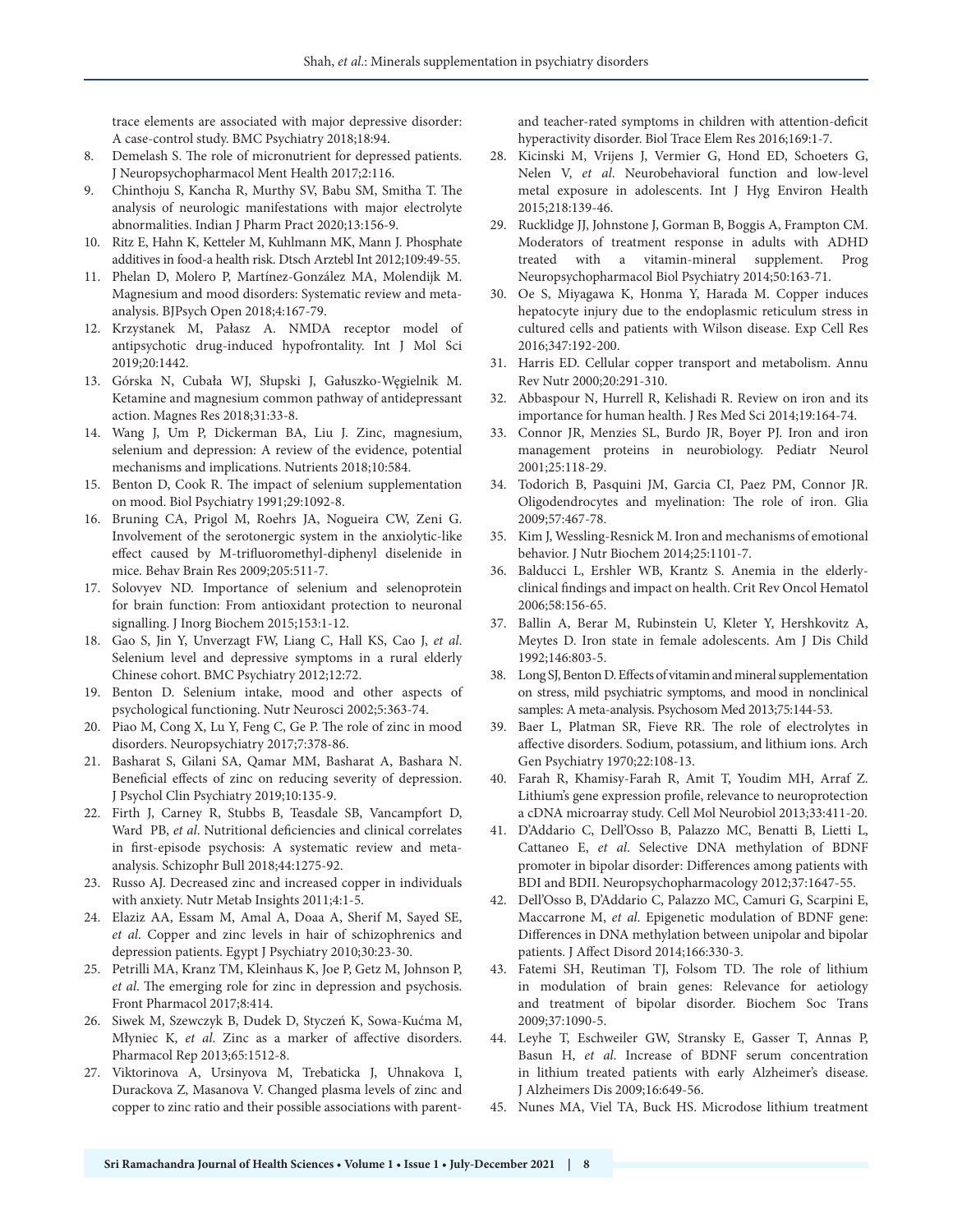trace elements are associated with major depressive disorder: A case-control study. BMC Psychiatry 2018;18:94.

8. Demelash S. The role of micronutrient for depressed patients. J Neuropsychopharmacol Ment Health 2017;2:116.
9. Chinthoju S, Kancha R, Murthy SV, Babu SM, Smitha T. The analysis of neurologic manifestations with major electrolyte abnormalities. Indian J Pharm Pract 2020;13:156-9.
10. Ritz E, Hahn K, Ketteler M, Kuhlmann MK, Mann J. Phosphate additives in food-a health risk. Dtsch Arztebl Int 2012;109:49-55.
11. Phelan D, Molero P, Martínez-González MA, Molendijk M. Magnesium and mood disorders: Systematic review and meta-analysis. BJPsych Open 2018;4:167-79.
12. Krzystanek M, Pałasz A. NMDA receptor model of antipsychotic drug-induced hypofrontality. Int J Mol Sci 2019;20:1442.
13. Górska N, Cubała WJ, Słupski J, Gałuszko-Węgielnik M. Ketamine and magnesium common pathway of antidepressant action. Magnes Res 2018;31:33-8.
14. Wang J, Um P, Dickerman BA, Liu J. Zinc, magnesium, selenium and depression: A review of the evidence, potential mechanisms and implications. Nutrients 2018;10:584.
15. Benton D, Cook R. The impact of selenium supplementation on mood. Biol Psychiatry 1991;29:1092-8.
16. Bruning CA, Prigol M, Roehrs JA, Nogueira CW, Zeni G. Involvement of the serotonergic system in the anxiolytic-like effect caused by M-trifluoromethyl-diphenyl diselenide in mice. Behav Brain Res 2009;205:511-7.
17. Solovyev ND. Importance of selenium and selenoprotein for brain function: From antioxidant protection to neuronal signalling. J Inorg Biochem 2015;153:1-12.
18. Gao S, Jin Y, Unverzagt FW, Liang C, Hall KS, Cao J, *et al*. Selenium level and depressive symptoms in a rural elderly Chinese cohort. BMC Psychiatry 2012;12:72.
19. Benton D. Selenium intake, mood and other aspects of psychological functioning. Nutr Neurosci 2002;5:363-74.
20. Piao M, Cong X, Lu Y, Feng C, Ge P. The role of zinc in mood disorders. Neuropsychiatry 2017;7:378-86.
21. Basharat S, Gilani SA, Qamar MM, Basharat A, Bashara N. Beneficial effects of zinc on reducing severity of depression. J Psychol Clin Psychiatry 2019;10:135-9.
22. Firth J, Carney R, Stubbs B, Teasdale SB, Vancampfort D, Ward PB, *et al*. Nutritional deficiencies and clinical correlates in first-episode psychosis: A systematic review and meta-analysis. Schizophr Bull 2018;44:1275-92.
23. Russo AJ. Decreased zinc and increased copper in individuals with anxiety. Nutr Metab Insights 2011;4:1-5.
24. Elaziz AA, Essam M, Amal A, Doaa A, Sherif M, Sayed SE, *et al*. Copper and zinc levels in hair of schizophrenics and depression patients. Egypt J Psychiatry 2010;30:23-30.
25. Petrilli MA, Kranz TM, Kleinhaus K, Joe P, Getz M, Johnson P, *et al*. The emerging role for zinc in depression and psychosis. Front Pharmacol 2017;8:414.
26. Siwek M, Szewczyk B, Dudek D, Styczeń K, Sowa-Kućma M, Młyniec K, *et al*. Zinc as a marker of affective disorders. Pharmacol Rep 2013;65:1512-8.
27. Viktorinova A, Ursinyova M, Trebaticka J, Uhnakova I, Durackova Z, Masanova V. Changed plasma levels of zinc and copper to zinc ratio and their possible associations with parent- and teacher-rated symptoms in children with attention-deficit hyperactivity disorder. Biol Trace Elem Res 2016;169:1-7.
28. Kicinski M, Vrijens J, Vermier G, Hond ED, Schoeters G, Nelen V, *et al*. Neurobehavioral function and low-level metal exposure in adolescents. Int J Hyg Environ Health 2015;218:139-46.
29. Rucklidge JJ, Johnstone J, Gorman B, Boggis A, Frampton CM. Moderators of treatment response in adults with ADHD treated with a vitamin-mineral supplement. Prog Neuropsychopharmacol Biol Psychiatry 2014;50:163-71.
30. Oe S, Miyagawa K, Honma Y, Harada M. Copper induces hepatocyte injury due to the endoplasmic reticulum stress in cultured cells and patients with Wilson disease. Exp Cell Res 2016;347:192-200.
31. Harris ED. Cellular copper transport and metabolism. Annu Rev Nutr 2000;20:291-310.
32. Abbaspour N, Hurrell R, Kelishadi R. Review on iron and its importance for human health. J Res Med Sci 2014;19:164-74.
33. Connor JR, Menzies SL, Burdo JR, Boyer PJ. Iron and iron management proteins in neurobiology. Pediatr Neurol 2001;25:118-29.
34. Todorich B, Pasquini JM, Garcia CI, Paez PM, Connor JR. Oligodendrocytes and myelination: The role of iron. Glia 2009;57:467-78.
35. Kim J, Wessling-Resnick M. Iron and mechanisms of emotional behavior. J Nutr Biochem 2014;25:1101-7.
36. Balducci L, Ershler WB, Krantz S. Anemia in the elderly-clinical findings and impact on health. Crit Rev Oncol Hematol 2006;58:156-65.
37. Ballin A, Berar M, Rubinstein U, Kleter Y, Hershkovitz A, Meytes D. Iron state in female adolescents. Am J Dis Child 1992;146:803-5.
38. Long SJ, Benton D. Effects of vitamin and mineral supplementation on stress, mild psychiatric symptoms, and mood in nonclinical samples: A meta-analysis. Psychosom Med 2013;75:144-53.
39. Baer L, Platman SR, Fieve RR. The role of electrolytes in affective disorders. Sodium, potassium, and lithium ions. Arch Gen Psychiatry 1970;22:108-13.
40. Farah R, Khamisy-Farah R, Amit T, Youdim MH, Arraf Z. Lithium's gene expression profile, relevance to neuroprotection a cDNA microarray study. Cell Mol Neurobiol 2013;33:411-20.
41. D'Addario C, Dell'Osso B, Palazzo MC, Benatti B, Lietti L, Cattaneo E, *et al*. Selective DNA methylation of BDNF promoter in bipolar disorder: Differences among patients with BDI and BDII. Neuropsychopharmacology 2012;37:1647-55.
42. Dell'Osso B, D'Addario C, Palazzo MC, Camuri G, Scarpini E, Maccarrone M, *et al*. Epigenetic modulation of BDNF gene: Differences in DNA methylation between unipolar and bipolar patients. J Affect Disord 2014;166:330-3.
43. Fatemi SH, Reutiman TJ, Folsom TD. The role of lithium in modulation of brain genes: Relevance for aetiology and treatment of bipolar disorder. Biochem Soc Trans 2009;37:1090-5.
44. Leyhe T, Eschweiler GW, Stransky E, Gasser T, Annas P, Basun H, *et al*. Increase of BDNF serum concentration in lithium treated patients with early Alzheimer's disease. J Alzheimers Dis 2009;16:649-56.
45. Nunes MA, Viel TA, Buck HS. Microdose lithium treatment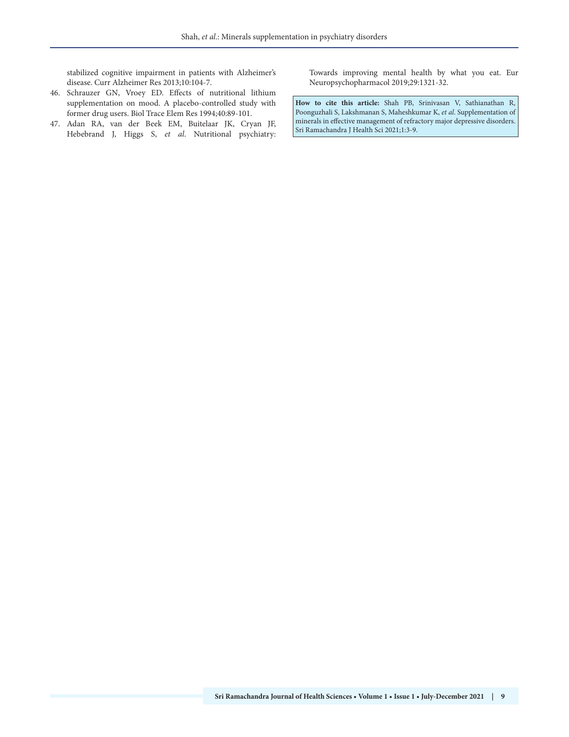stabilized cognitive impairment in patients with Alzheimer's disease. Curr Alzheimer Res 2013;10:104-7.

46. Schrauzer GN, Vroey ED. Effects of nutritional lithium supplementation on mood. A placebo-controlled study with former drug users. Biol Trace Elem Res 1994;40:89-101.
47. Adan RA, van der Beek EM, Buitelaar JK, Cryan JF, Hebebrand J, Higgs S, *et al*. Nutritional psychiatry: Towards improving mental health by what you eat. Eur Neuropsychopharmacol 2019;29:1321-32.

**How to cite this article:** Shah PB, Srinivasan V, Sathianathan R, Poonguzhali S, Lakshmanan S, Maheshkumar K, *et al*. Supplementation of minerals in effective management of refractory major depressive disorders. Sri Ramachandra J Health Sci 2021;1:3-9.